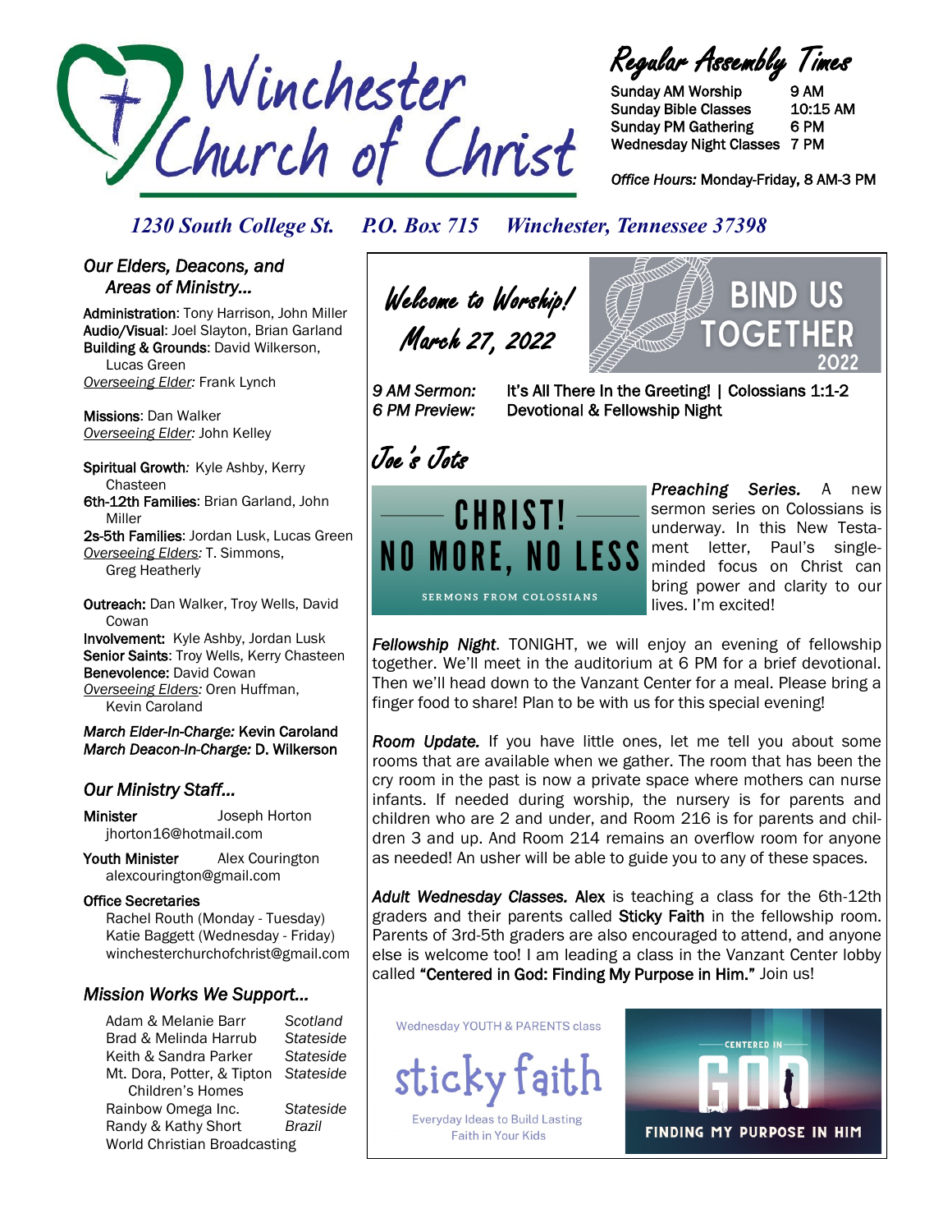# Winchester Church of Christ

## Regular Assembly Times

| | |
|---|---|
| Sunday AM Worship | 9 AM |
| Sunday Bible Classes | 10:15 AM |
| Sunday PM Gathering | 6 PM |
| Wednesday Night Classes | 7 PM |

*Office Hours:* Monday-Friday, 8 AM-3 PM

*1230 South College St. P.O. Box 715 Winchester, Tennessee 37398*

## *Our Elders, Deacons, and Areas of Ministry...*

**Administration**: Tony Harrison, John Miller
**Audio/Visual**: Joel Slayton, Brian Garland
**Building & Grounds**: David Wilkerson, Lucas Green
*Overseeing Elder:* Frank Lynch

**Missions**: Dan Walker
*Overseeing Elder:* John Kelley

**Spiritual Growth**: Kyle Ashby, Kerry Chasteen
**6th-12th Families**: Brian Garland, John Miller
**2s-5th Families**: Jordan Lusk, Lucas Green
*Overseeing Elders:* T. Simmons, Greg Heatherly

**Outreach:** Dan Walker, Troy Wells, David Cowan
**Involvement:** Kyle Ashby, Jordan Lusk
**Senior Saints**: Troy Wells, Kerry Chasteen
**Benevolence:** David Cowan
*Overseeing Elders:* Oren Huffman, Kevin Caroland

***March Elder-In-Charge:* Kevin Caroland**
***March Deacon-In-Charge:* D. Wilkerson**

## *Our Ministry Staff...*

**Minister** Joseph Horton
jhorton16@hotmail.com

**Youth Minister** Alex Courington
alexcourington@gmail.com

**Office Secretaries**
Rachel Routh (Monday - Tuesday)
Katie Baggett (Wednesday - Friday)
winchesterchurchofchrist@gmail.com

## *Mission Works We Support...*

| | |
|---|---|
| Adam & Melanie Barr | *Scotland* |
| Brad & Melinda Harrub | *Stateside* |
| Keith & Sandra Parker | *Stateside* |
| Mt. Dora, Potter, & Tipton Children's Homes | *Stateside* |
| Rainbow Omega Inc. | *Stateside* |
| Randy & Kathy Short | *Brazil* |
| World Christian Broadcasting | |

## Welcome to Worship!
## March 27, 2022

BIND US TOGETHER 2022

*9 AM Sermon:* It's All There In the Greeting! | Colossians 1:1-2
*6 PM Preview:* Devotional & Fellowship Night

## Joe's Jots

CHRIST! NO MORE, NO LESS — SERMONS FROM COLOSSIANS

***Preaching Series.*** A new sermon series on Colossians is underway. In this New Testament letter, Paul's single-minded focus on Christ can bring power and clarity to our lives. I'm excited!

***Fellowship Night***. TONIGHT, we will enjoy an evening of fellowship together. We'll meet in the auditorium at 6 PM for a brief devotional. Then we'll head down to the Vanzant Center for a meal. Please bring a finger food to share! Plan to be with us for this special evening!

***Room Update.*** If you have little ones, let me tell you about some rooms that are available when we gather. The room that has been the cry room in the past is now a private space where mothers can nurse infants. If needed during worship, the nursery is for parents and children who are 2 and under, and Room 216 is for parents and children 3 and up. And Room 214 remains an overflow room for anyone as needed! An usher will be able to guide you to any of these spaces.

***Adult Wednesday Classes.*** **Alex** is teaching a class for the 6th-12th graders and their parents called **Sticky Faith** in the fellowship room. Parents of 3rd-5th graders are also encouraged to attend, and anyone else is welcome too! I am leading a class in the Vanzant Center lobby called **"Centered in God: Finding My Purpose in Him."** Join us!

Wednesday YOUTH & PARENTS class — sticky faith — Everyday Ideas to Build Lasting Faith in Your Kids

CENTERED IN GOD — FINDING MY PURPOSE IN HIM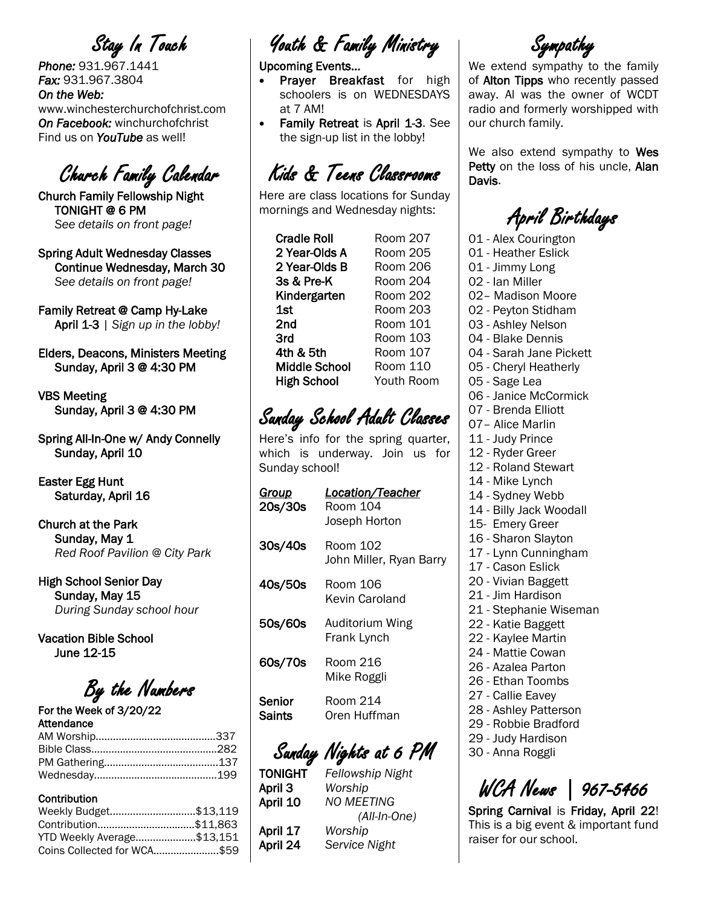## Stay In Touch

*Phone:* 931.967.1441
*Fax:* 931.967.3804
*On the Web:*
www.winchesterchurchofchrist.com
*On Facebook:* winchurchofchrist
Find us on *YouTube* as well!

## Church Family Calendar

**Church Family Fellowship Night**
**TONIGHT @ 6 PM**
*See details on front page!*

**Spring Adult Wednesday Classes**
**Continue Wednesday, March 30**
*See details on front page!*

**Family Retreat @ Camp Hy-Lake**
**April 1-3** | *Sign up in the lobby!*

**Elders, Deacons, Ministers Meeting**
**Sunday, April 3 @ 4:30 PM**

**VBS Meeting**
**Sunday, April 3 @ 4:30 PM**

**Spring All-In-One w/ Andy Connelly**
**Sunday, April 10**

**Easter Egg Hunt**
**Saturday, April 16**

**Church at the Park**
**Sunday, May 1**
*Red Roof Pavilion @ City Park*

**High School Senior Day**
**Sunday, May 15**
*During Sunday school hour*

**Vacation Bible School**
**June 12-15**

## By the Numbers

**For the Week of 3/20/22**

**Attendance**

| | |
|---|---|
| AM Worship | 337 |
| Bible Class | 282 |
| PM Gathering | 137 |
| Wednesday | 199 |

**Contribution**

| | |
|---|---|
| Weekly Budget | $13,119 |
| Contribution | $11,863 |
| YTD Weekly Average | $13,151 |
| Coins Collected for WCA | $59 |

## Youth & Family Ministry

**Upcoming Events…**

- **Prayer Breakfast** for high schoolers is on WEDNESDAYS at 7 AM!
- **Family Retreat** is **April 1-3**. See the sign-up list in the lobby!

## Kids & Teens Classrooms

Here are class locations for Sunday mornings and Wednesday nights:

| | |
|---|---|
| **Cradle Roll** | Room 207 |
| **2 Year-Olds A** | Room 205 |
| **2 Year-Olds B** | Room 206 |
| **3s & Pre-K** | Room 204 |
| **Kindergarten** | Room 202 |
| **1st** | Room 203 |
| **2nd** | Room 101 |
| **3rd** | Room 103 |
| **4th & 5th** | Room 107 |
| **Middle School** | Room 110 |
| **High School** | Youth Room |

## Sunday School Adult Classes

Here's info for the spring quarter, which is underway. Join us for Sunday school!

| *Group* | *Location/Teacher* |
|---|---|
| **20s/30s** | Room 104<br>Joseph Horton |
| **30s/40s** | Room 102<br>John Miller, Ryan Barry |
| **40s/50s** | Room 106<br>Kevin Caroland |
| **50s/60s** | Auditorium Wing<br>Frank Lynch |
| **60s/70s** | Room 216<br>Mike Roggli |
| **Senior Saints** | Room 214<br>Oren Huffman |

## Sunday Nights at 6 PM

| | |
|---|---|
| **TONIGHT** | *Fellowship Night* |
| **April 3** | *Worship* |
| **April 10** | *NO MEETING (All-In-One)* |
| **April 17** | *Worship* |
| **April 24** | *Service Night* |

## Sympathy

We extend sympathy to the family of **Alton Tipps** who recently passed away. Al was the owner of WCDT radio and formerly worshipped with our church family.

We also extend sympathy to **Wes Petty** on the loss of his uncle, **Alan Davis**.

## April Birthdays

01 - Alex Courington
01 - Heather Eslick
01 - Jimmy Long
02 - Ian Miller
02– Madison Moore
02 - Peyton Stidham
03 - Ashley Nelson
04 - Blake Dennis
04 - Sarah Jane Pickett
05 - Cheryl Heatherly
05 - Sage Lea
06 - Janice McCormick
07 - Brenda Elliott
07– Alice Marlin
11 - Judy Prince
12 - Ryder Greer
12 - Roland Stewart
14 - Mike Lynch
14 - Sydney Webb
14 - Billy Jack Woodall
15- Emery Greer
16 - Sharon Slayton
17 - Lynn Cunningham
17 - Cason Eslick
20 - Vivian Baggett
21 - Jim Hardison
21 - Stephanie Wiseman
22 - Katie Baggett
22 - Kaylee Martin
24 - Mattie Cowan
26 - Azalea Parton
26 - Ethan Toombs
27 - Callie Eavey
28 - Ashley Patterson
29 - Robbie Bradford
29 - Judy Hardison
30 - Anna Roggli

## WCA News | 967-5466

**Spring Carnival** is **Friday, April 22**! This is a big event & important fund raiser for our school.